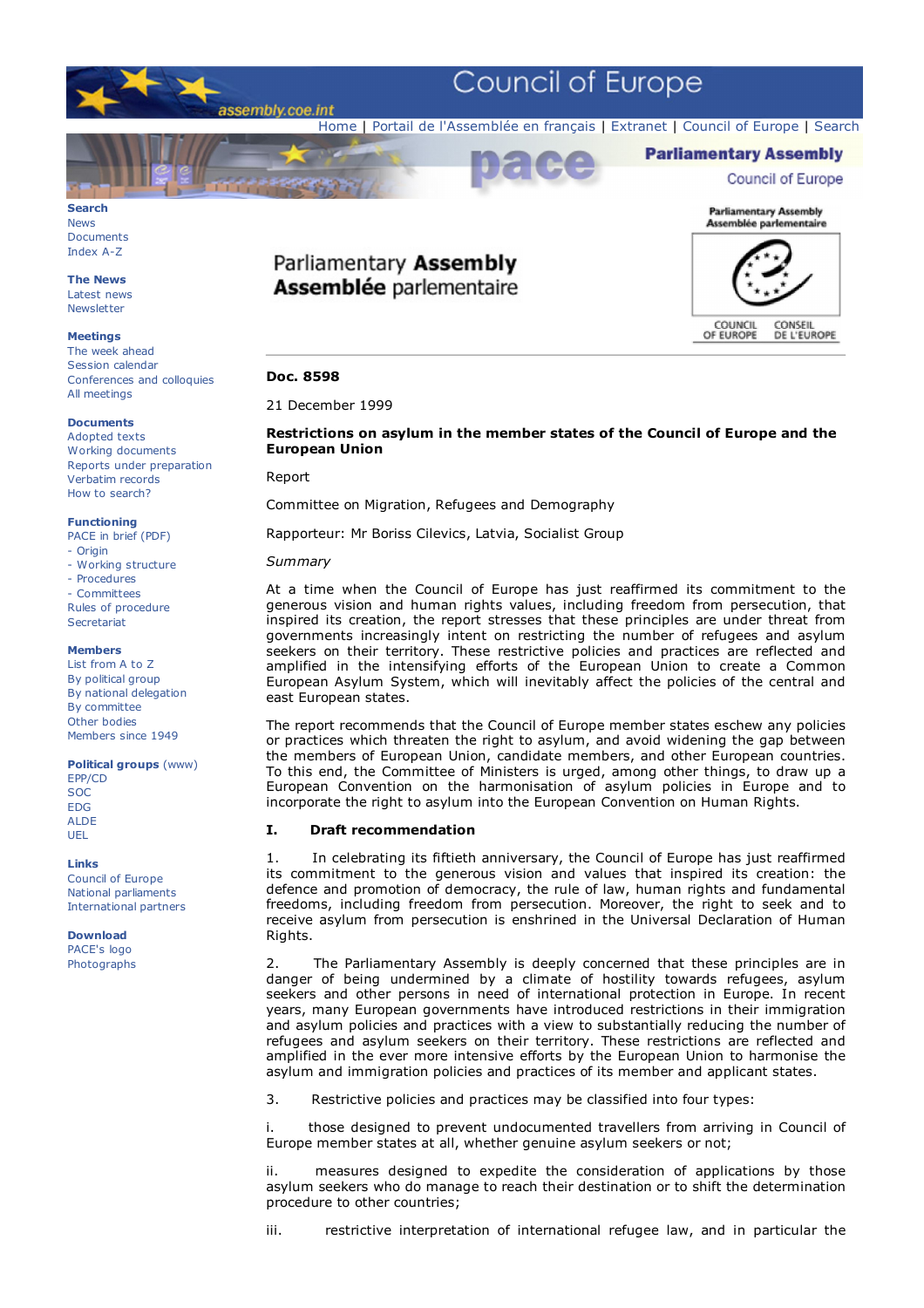**Doc. 8598**

21 December 1999

**Restrictions on asylum in the member states of the Council of Europe and the European Union**

Report

Committee on Migration, Refugees and Demography

Rapporteur: Mr Boriss Cilevics, Latvia, Socialist Group

*Summary*

At a time when the Council of Europe has just reaffirmed its commitment to the generous vision and human rights values, including freedom from persecution, that inspired its creation, the report stresses that these principles are under threat from governments increasingly intent on restricting the number of refugees and asylum seekers on their territory. These restrictive policies and practices are reflected and amplified in the intensifying efforts of the European Union to create a Common European Asylum System, which will inevitably affect the policies of the central and east European states.

The report recommends that the Council of Europe member states eschew any policies or practices which threaten the right to asylum, and avoid widening the gap between the members of European Union, candidate members, and other European countries. To this end, the Committee of Ministers is urged, among other things, to draw up a European Convention on the harmonisation of asylum policies in Europe and to incorporate the right to asylum into the European Convention on Human Rights.

## I. Draft recommendation

1. In celebrating its fiftieth anniversary, the Council of Europe has just reaffirmed its commitment to the generous vision and values that inspired its creation: the defence and promotion of democracy, the rule of law, human rights and fundamental freedoms, including freedom from persecution. Moreover, the right to seek and to receive asylum from persecution is enshrined in the Universal Declaration of Human Rights.

2. The Parliamentary Assembly is deeply concerned that these principles are in danger of being undermined by a climate of hostility towards refugees, asylum seekers and other persons in need of international protection in Europe. In recent years, many European governments have introduced restrictions in their immigration and asylum policies and practices with a view to substantially reducing the number of refugees and asylum seekers on their territory. These restrictions are reflected and amplified in the ever more intensive efforts by the European Union to harmonise the asylum and immigration policies and practices of its member and applicant states.

3. Restrictive policies and practices may be classified into four types:

i. those designed to prevent undocumented travellers from arriving in Council of Europe member states at all, whether genuine asylum seekers or not;

ii. measures designed to expedite the consideration of applications by those asylum seekers who do manage to reach their destination or to shift the determination procedure to other countries;

iii. restrictive interpretation of international refugee law, and in particular the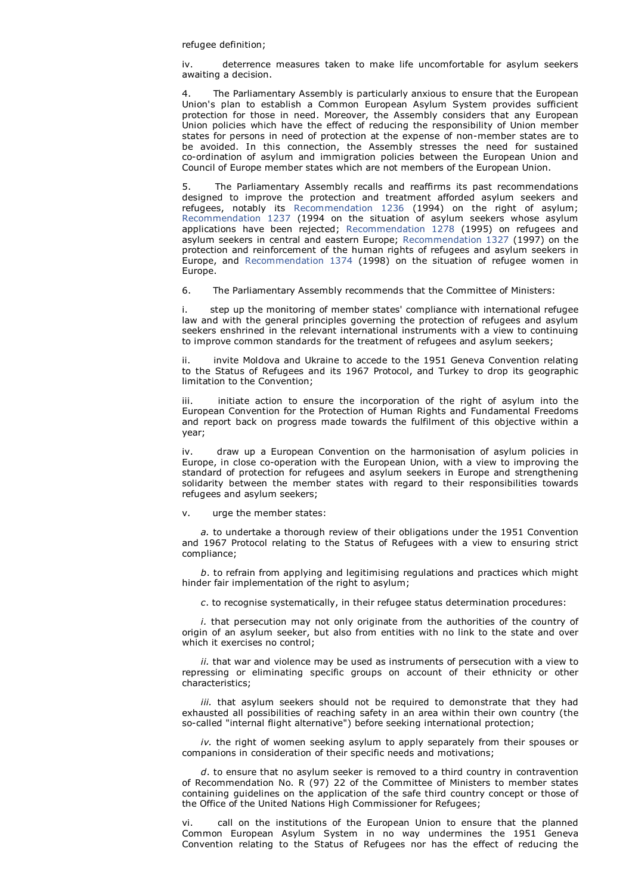refugee definition;

iv. deterrence measures taken to make life uncomfortable for asylum seekers awaiting a decision.

4. The Parliamentary Assembly is particularly anxious to ensure that the European Union's plan to establish a Common European Asylum System provides sufficient protection for those in need. Moreover, the Assembly considers that any European Union policies which have the effect of reducing the responsibility of Union member states for persons in need of protection at the expense of non-member states are to be avoided. In this connection, the Assembly stresses the need for sustained co-ordination of asylum and immigration policies between the European Union and Council of Europe member states which are not members of the European Union.

5. The Parliamentary Assembly recalls and reaffirms its past recommendations designed to improve the protection and treatment afforded asylum seekers and refugees, notably its Recommendation 1236 (1994) on the right of asylum; Recommendation 1237 (1994 on the situation of asylum seekers whose asylum applications have been rejected; Recommendation 1278 (1995) on refugees and asylum seekers in central and eastern Europe; Recommendation 1327 (1997) on the protection and reinforcement of the human rights of refugees and asylum seekers in Europe, and Recommendation 1374 (1998) on the situation of refugee women in Europe.

6. The Parliamentary Assembly recommends that the Committee of Ministers:

i. step up the monitoring of member states' compliance with international refugee law and with the general principles governing the protection of refugees and asylum seekers enshrined in the relevant international instruments with a view to continuing to improve common standards for the treatment of refugees and asylum seekers;

ii. invite Moldova and Ukraine to accede to the 1951 Geneva Convention relating to the Status of Refugees and its 1967 Protocol, and Turkey to drop its geographic limitation to the Convention;

iii. initiate action to ensure the incorporation of the right of asylum into the European Convention for the Protection of Human Rights and Fundamental Freedoms and report back on progress made towards the fulfilment of this objective within a year;

iv. draw up a European Convention on the harmonisation of asylum policies in Europe, in close co-operation with the European Union, with a view to improving the standard of protection for refugees and asylum seekers in Europe and strengthening solidarity between the member states with regard to their responsibilities towards refugees and asylum seekers;

v. urge the member states:

*a.* to undertake a thorough review of their obligations under the 1951 Convention and 1967 Protocol relating to the Status of Refugees with a view to ensuring strict compliance;

*b*. to refrain from applying and legitimising regulations and practices which might hinder fair implementation of the right to asylum;

*c*. to recognise systematically, in their refugee status determination procedures:

*i.* that persecution may not only originate from the authorities of the country of origin of an asylum seeker, but also from entities with no link to the state and over which it exercises no control;

*ii.* that war and violence may be used as instruments of persecution with a view to repressing or eliminating specific groups on account of their ethnicity or other characteristics;

*iii.* that asylum seekers should not be required to demonstrate that they had exhausted all possibilities of reaching safety in an area within their own country (the so-called "internal flight alternative") before seeking international protection;

*iv.* the right of women seeking asylum to apply separately from their spouses or companions in consideration of their specific needs and motivations;

*d*. to ensure that no asylum seeker is removed to a third country in contravention of Recommendation No. R (97) 22 of the Committee of Ministers to member states containing guidelines on the application of the safe third country concept or those of the Office of the United Nations High Commissioner for Refugees;

vi. call on the institutions of the European Union to ensure that the planned Common European Asylum System in no way undermines the 1951 Geneva Convention relating to the Status of Refugees nor has the effect of reducing the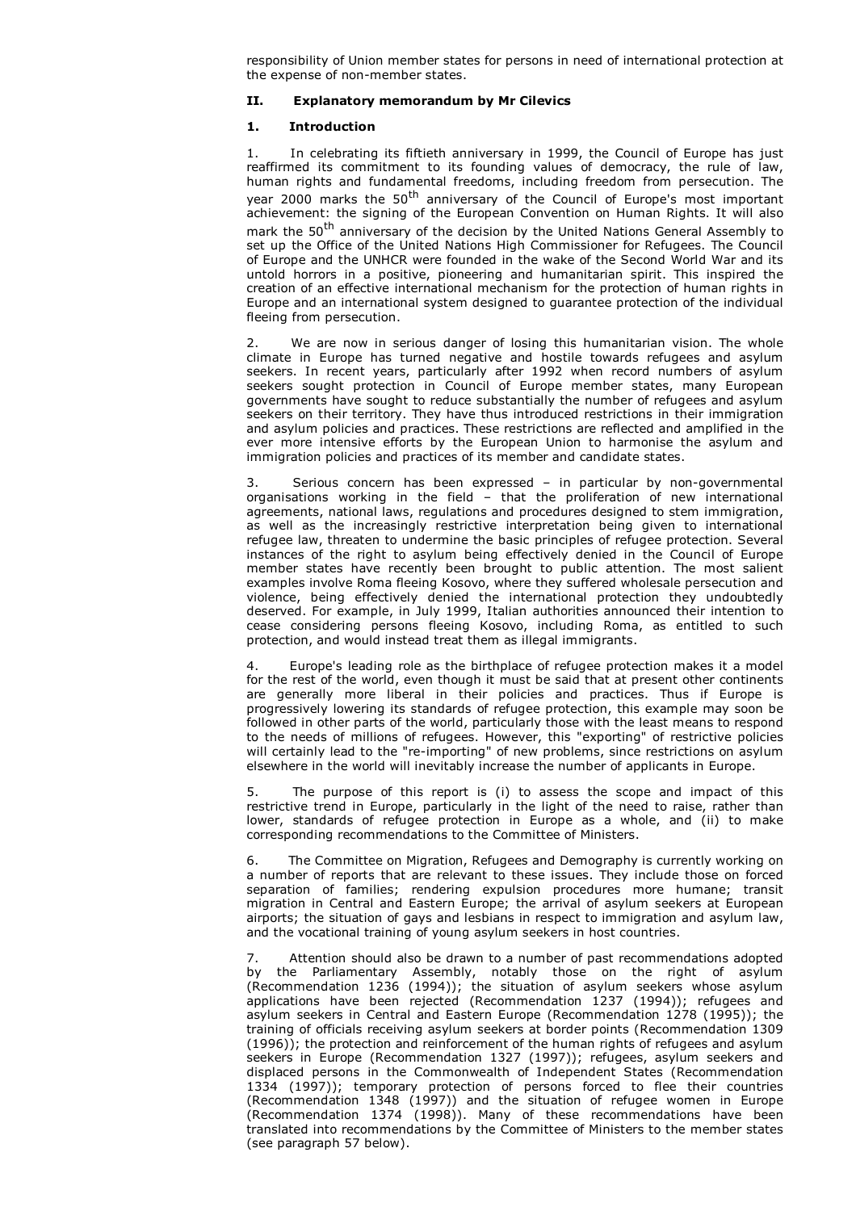responsibility of Union member states for persons in need of international protection at the expense of non-member states.

## II. Explanatory memorandum by Mr Cilevics

### 1. Introduction

1. In celebrating its fiftieth anniversary in 1999, the Council of Europe has just reaffirmed its commitment to its founding values of democracy, the rule of law, human rights and fundamental freedoms, including freedom from persecution. The year 2000 marks the 50th anniversary of the Council of Europe's most important achievement: the signing of the European Convention on Human Rights. It will also mark the 50th anniversary of the decision by the United Nations General Assembly to set up the Office of the United Nations High Commissioner for Refugees. The Council of Europe and the UNHCR were founded in the wake of the Second World War and its untold horrors in a positive, pioneering and humanitarian spirit. This inspired the creation of an effective international mechanism for the protection of human rights in Europe and an international system designed to guarantee protection of the individual fleeing from persecution.

2. We are now in serious danger of losing this humanitarian vision. The whole climate in Europe has turned negative and hostile towards refugees and asylum seekers. In recent years, particularly after 1992 when record numbers of asylum seekers sought protection in Council of Europe member states, many European governments have sought to reduce substantially the number of refugees and asylum seekers on their territory. They have thus introduced restrictions in their immigration and asylum policies and practices. These restrictions are reflected and amplified in the ever more intensive efforts by the European Union to harmonise the asylum and immigration policies and practices of its member and candidate states.

3. Serious concern has been expressed – in particular by non-governmental organisations working in the field – that the proliferation of new international agreements, national laws, regulations and procedures designed to stem immigration, as well as the increasingly restrictive interpretation being given to international refugee law, threaten to undermine the basic principles of refugee protection. Several instances of the right to asylum being effectively denied in the Council of Europe member states have recently been brought to public attention. The most salient examples involve Roma fleeing Kosovo, where they suffered wholesale persecution and violence, being effectively denied the international protection they undoubtedly deserved. For example, in July 1999, Italian authorities announced their intention to cease considering persons fleeing Kosovo, including Roma, as entitled to such protection, and would instead treat them as illegal immigrants.

4. Europe's leading role as the birthplace of refugee protection makes it a model for the rest of the world, even though it must be said that at present other continents are generally more liberal in their policies and practices. Thus if Europe is progressively lowering its standards of refugee protection, this example may soon be followed in other parts of the world, particularly those with the least means to respond to the needs of millions of refugees. However, this "exporting" of restrictive policies will certainly lead to the "re-importing" of new problems, since restrictions on asylum elsewhere in the world will inevitably increase the number of applicants in Europe.

5. The purpose of this report is (i) to assess the scope and impact of this restrictive trend in Europe, particularly in the light of the need to raise, rather than lower, standards of refugee protection in Europe as a whole, and (ii) to make corresponding recommendations to the Committee of Ministers.

6. The Committee on Migration, Refugees and Demography is currently working on a number of reports that are relevant to these issues. They include those on forced separation of families; rendering expulsion procedures more humane; transit migration in Central and Eastern Europe; the arrival of asylum seekers at European airports; the situation of gays and lesbians in respect to immigration and asylum law, and the vocational training of young asylum seekers in host countries.

7. Attention should also be drawn to a number of past recommendations adopted by the Parliamentary Assembly, notably those on the right of asylum (Recommendation 1236 (1994)); the situation of asylum seekers whose asylum applications have been rejected (Recommendation 1237 (1994)); refugees and asylum seekers in Central and Eastern Europe (Recommendation 1278 (1995)); the training of officials receiving asylum seekers at border points (Recommendation 1309 (1996)); the protection and reinforcement of the human rights of refugees and asylum seekers in Europe (Recommendation 1327 (1997)); refugees, asylum seekers and displaced persons in the Commonwealth of Independent States (Recommendation 1334 (1997)); temporary protection of persons forced to flee their countries (Recommendation 1348 (1997)) and the situation of refugee women in Europe (Recommendation 1374 (1998)). Many of these recommendations have been translated into recommendations by the Committee of Ministers to the member states (see paragraph 57 below).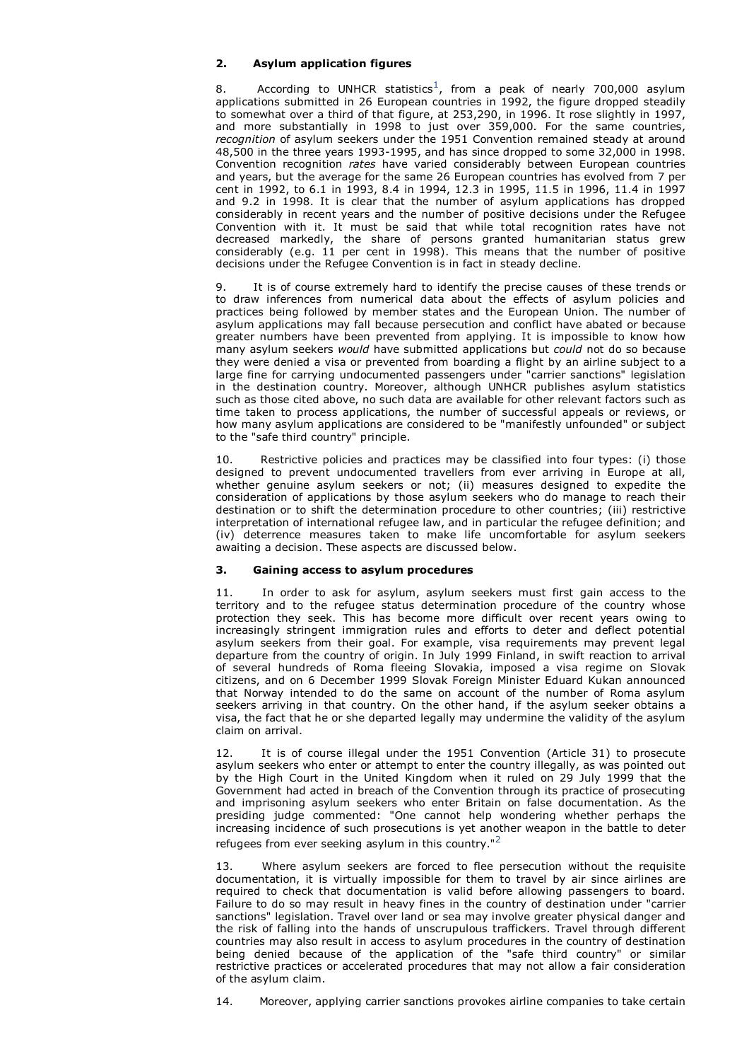## 2. Asylum application figures

8. According to UNHCR statistics[1], from a peak of nearly 700,000 asylum applications submitted in 26 European countries in 1992, the figure dropped steadily to somewhat over a third of that figure, at 253,290, in 1996. It rose slightly in 1997, and more substantially in 1998 to just over 359,000. For the same countries, *recognition* of asylum seekers under the 1951 Convention remained steady at around 48,500 in the three years 1993-1995, and has since dropped to some 32,000 in 1998. Convention recognition *rates* have varied considerably between European countries and years, but the average for the same 26 European countries has evolved from 7 per cent in 1992, to 6.1 in 1993, 8.4 in 1994, 12.3 in 1995, 11.5 in 1996, 11.4 in 1997 and 9.2 in 1998. It is clear that the number of asylum applications has dropped considerably in recent years and the number of positive decisions under the Refugee Convention with it. It must be said that while total recognition rates have not decreased markedly, the share of persons granted humanitarian status grew considerably (e.g. 11 per cent in 1998). This means that the number of positive decisions under the Refugee Convention is in fact in steady decline.

9. It is of course extremely hard to identify the precise causes of these trends or to draw inferences from numerical data about the effects of asylum policies and practices being followed by member states and the European Union. The number of asylum applications may fall because persecution and conflict have abated or because greater numbers have been prevented from applying. It is impossible to know how many asylum seekers *would* have submitted applications but *could* not do so because they were denied a visa or prevented from boarding a flight by an airline subject to a large fine for carrying undocumented passengers under "carrier sanctions" legislation in the destination country. Moreover, although UNHCR publishes asylum statistics such as those cited above, no such data are available for other relevant factors such as time taken to process applications, the number of successful appeals or reviews, or how many asylum applications are considered to be "manifestly unfounded" or subject to the "safe third country" principle.

10. Restrictive policies and practices may be classified into four types: (i) those designed to prevent undocumented travellers from ever arriving in Europe at all, whether genuine asylum seekers or not; (ii) measures designed to expedite the consideration of applications by those asylum seekers who do manage to reach their destination or to shift the determination procedure to other countries; (iii) restrictive interpretation of international refugee law, and in particular the refugee definition; and (iv) deterrence measures taken to make life uncomfortable for asylum seekers awaiting a decision. These aspects are discussed below.

## 3. Gaining access to asylum procedures

11. In order to ask for asylum, asylum seekers must first gain access to the territory and to the refugee status determination procedure of the country whose protection they seek. This has become more difficult over recent years owing to increasingly stringent immigration rules and efforts to deter and deflect potential asylum seekers from their goal. For example, visa requirements may prevent legal departure from the country of origin. In July 1999 Finland, in swift reaction to arrival of several hundreds of Roma fleeing Slovakia, imposed a visa regime on Slovak citizens, and on 6 December 1999 Slovak Foreign Minister Eduard Kukan announced that Norway intended to do the same on account of the number of Roma asylum seekers arriving in that country. On the other hand, if the asylum seeker obtains a visa, the fact that he or she departed legally may undermine the validity of the asylum claim on arrival.

12. It is of course illegal under the 1951 Convention (Article 31) to prosecute asylum seekers who enter or attempt to enter the country illegally, as was pointed out by the High Court in the United Kingdom when it ruled on 29 July 1999 that the Government had acted in breach of the Convention through its practice of prosecuting and imprisoning asylum seekers who enter Britain on false documentation. As the presiding judge commented: "One cannot help wondering whether perhaps the increasing incidence of such prosecutions is yet another weapon in the battle to deter refugees from ever seeking asylum in this country."[2]

13. Where asylum seekers are forced to flee persecution without the requisite documentation, it is virtually impossible for them to travel by air since airlines are required to check that documentation is valid before allowing passengers to board. Failure to do so may result in heavy fines in the country of destination under "carrier sanctions" legislation. Travel over land or sea may involve greater physical danger and the risk of falling into the hands of unscrupulous traffickers. Travel through different countries may also result in access to asylum procedures in the country of destination being denied because of the application of the "safe third country" or similar restrictive practices or accelerated procedures that may not allow a fair consideration of the asylum claim.

14. Moreover, applying carrier sanctions provokes airline companies to take certain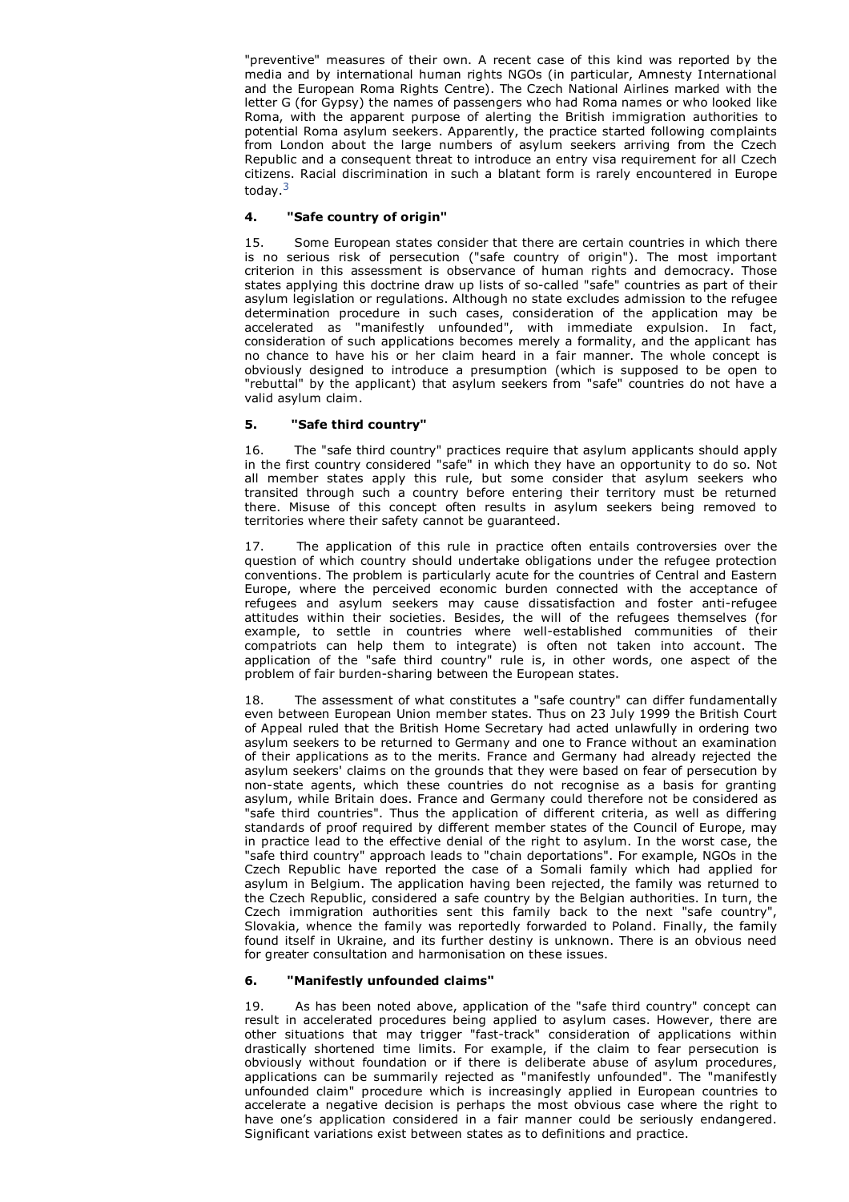"preventive" measures of their own. A recent case of this kind was reported by the media and by international human rights NGOs (in particular, Amnesty International and the European Roma Rights Centre). The Czech National Airlines marked with the letter G (for Gypsy) the names of passengers who had Roma names or who looked like Roma, with the apparent purpose of alerting the British immigration authorities to potential Roma asylum seekers. Apparently, the practice started following complaints from London about the large numbers of asylum seekers arriving from the Czech Republic and a consequent threat to introduce an entry visa requirement for all Czech citizens. Racial discrimination in such a blatant form is rarely encountered in Europe today.[3]

#### 4. "Safe country of origin"

15. Some European states consider that there are certain countries in which there is no serious risk of persecution ("safe country of origin"). The most important criterion in this assessment is observance of human rights and democracy. Those states applying this doctrine draw up lists of so-called "safe" countries as part of their asylum legislation or regulations. Although no state excludes admission to the refugee determination procedure in such cases, consideration of the application may be accelerated as "manifestly unfounded", with immediate expulsion. In fact, consideration of such applications becomes merely a formality, and the applicant has no chance to have his or her claim heard in a fair manner. The whole concept is obviously designed to introduce a presumption (which is supposed to be open to "rebuttal" by the applicant) that asylum seekers from "safe" countries do not have a valid asylum claim.

#### 5. "Safe third country"

16. The "safe third country" practices require that asylum applicants should apply in the first country considered "safe" in which they have an opportunity to do so. Not all member states apply this rule, but some consider that asylum seekers who transited through such a country before entering their territory must be returned there. Misuse of this concept often results in asylum seekers being removed to territories where their safety cannot be guaranteed.

17. The application of this rule in practice often entails controversies over the question of which country should undertake obligations under the refugee protection conventions. The problem is particularly acute for the countries of Central and Eastern Europe, where the perceived economic burden connected with the acceptance of refugees and asylum seekers may cause dissatisfaction and foster anti-refugee attitudes within their societies. Besides, the will of the refugees themselves (for example, to settle in countries where well-established communities of their compatriots can help them to integrate) is often not taken into account. The application of the "safe third country" rule is, in other words, one aspect of the problem of fair burden-sharing between the European states.

18. The assessment of what constitutes a "safe country" can differ fundamentally even between European Union member states. Thus on 23 July 1999 the British Court of Appeal ruled that the British Home Secretary had acted unlawfully in ordering two asylum seekers to be returned to Germany and one to France without an examination of their applications as to the merits. France and Germany had already rejected the asylum seekers' claims on the grounds that they were based on fear of persecution by non-state agents, which these countries do not recognise as a basis for granting asylum, while Britain does. France and Germany could therefore not be considered as "safe third countries". Thus the application of different criteria, as well as differing standards of proof required by different member states of the Council of Europe, may in practice lead to the effective denial of the right to asylum. In the worst case, the "safe third country" approach leads to "chain deportations". For example, NGOs in the Czech Republic have reported the case of a Somali family which had applied for asylum in Belgium. The application having been rejected, the family was returned to the Czech Republic, considered a safe country by the Belgian authorities. In turn, the Czech immigration authorities sent this family back to the next "safe country", Slovakia, whence the family was reportedly forwarded to Poland. Finally, the family found itself in Ukraine, and its further destiny is unknown. There is an obvious need for greater consultation and harmonisation on these issues.

#### 6. "Manifestly unfounded claims"

19. As has been noted above, application of the "safe third country" concept can result in accelerated procedures being applied to asylum cases. However, there are other situations that may trigger "fast-track" consideration of applications within drastically shortened time limits. For example, if the claim to fear persecution is obviously without foundation or if there is deliberate abuse of asylum procedures, applications can be summarily rejected as "manifestly unfounded". The "manifestly unfounded claim" procedure which is increasingly applied in European countries to accelerate a negative decision is perhaps the most obvious case where the right to have one's application considered in a fair manner could be seriously endangered. Significant variations exist between states as to definitions and practice.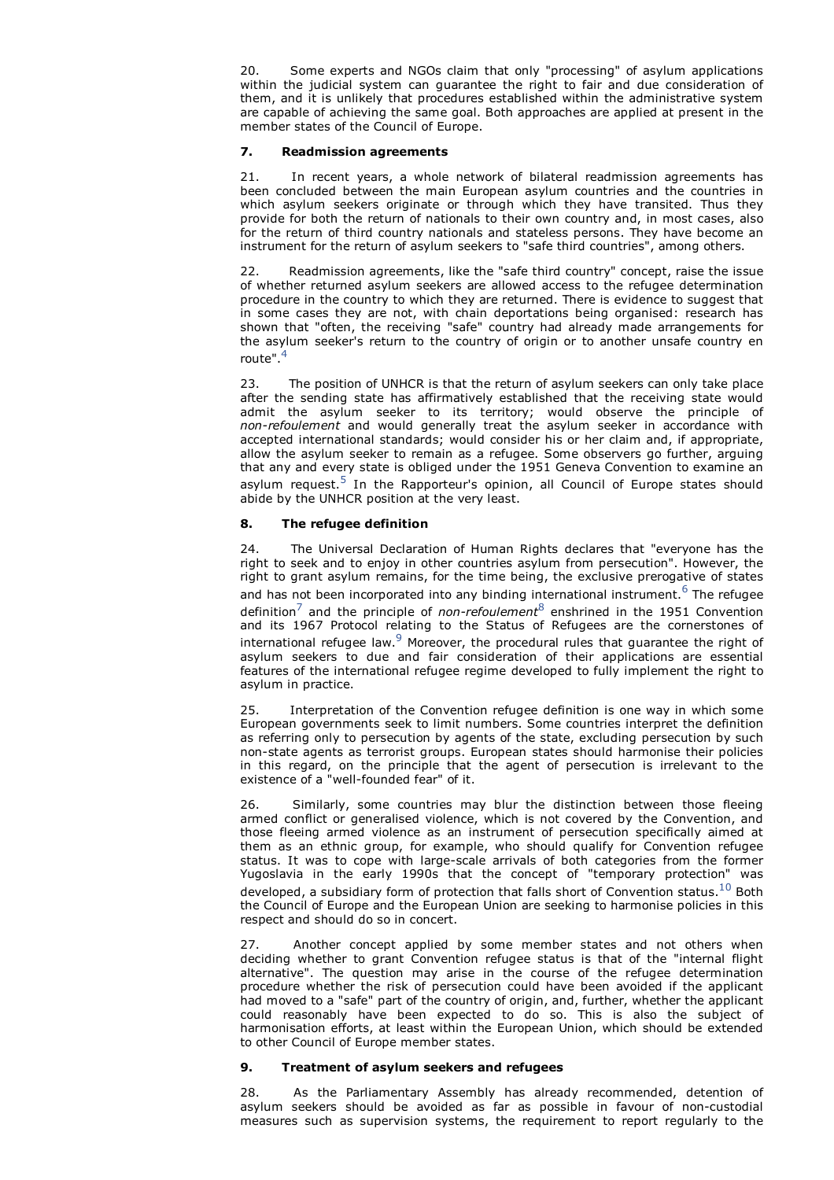20. Some experts and NGOs claim that only "processing" of asylum applications within the judicial system can guarantee the right to fair and due consideration of them, and it is unlikely that procedures established within the administrative system are capable of achieving the same goal. Both approaches are applied at present in the member states of the Council of Europe.

### 7. Readmission agreements

21. In recent years, a whole network of bilateral readmission agreements has been concluded between the main European asylum countries and the countries in which asylum seekers originate or through which they have transited. Thus they provide for both the return of nationals to their own country and, in most cases, also for the return of third country nationals and stateless persons. They have become an instrument for the return of asylum seekers to "safe third countries", among others.

22. Readmission agreements, like the "safe third country" concept, raise the issue of whether returned asylum seekers are allowed access to the refugee determination procedure in the country to which they are returned. There is evidence to suggest that in some cases they are not, with chain deportations being organised: research has shown that "often, the receiving "safe" country had already made arrangements for the asylum seeker's return to the country of origin or to another unsafe country en route".[4]

23. The position of UNHCR is that the return of asylum seekers can only take place after the sending state has affirmatively established that the receiving state would admit the asylum seeker to its territory; would observe the principle of *non-refoulement* and would generally treat the asylum seeker in accordance with accepted international standards; would consider his or her claim and, if appropriate, allow the asylum seeker to remain as a refugee. Some observers go further, arguing that any and every state is obliged under the 1951 Geneva Convention to examine an asylum request.[5] In the Rapporteur's opinion, all Council of Europe states should abide by the UNHCR position at the very least.

### 8. The refugee definition

24. The Universal Declaration of Human Rights declares that "everyone has the right to seek and to enjoy in other countries asylum from persecution". However, the right to grant asylum remains, for the time being, the exclusive prerogative of states and has not been incorporated into any binding international instrument.[6] The refugee definition[7] and the principle of *non-refoulement*[8] enshrined in the 1951 Convention and its 1967 Protocol relating to the Status of Refugees are the cornerstones of international refugee law.[9] Moreover, the procedural rules that guarantee the right of asylum seekers to due and fair consideration of their applications are essential features of the international refugee regime developed to fully implement the right to asylum in practice.

25. Interpretation of the Convention refugee definition is one way in which some European governments seek to limit numbers. Some countries interpret the definition as referring only to persecution by agents of the state, excluding persecution by such non-state agents as terrorist groups. European states should harmonise their policies in this regard, on the principle that the agent of persecution is irrelevant to the existence of a "well-founded fear" of it.

26. Similarly, some countries may blur the distinction between those fleeing armed conflict or generalised violence, which is not covered by the Convention, and those fleeing armed violence as an instrument of persecution specifically aimed at them as an ethnic group, for example, who should qualify for Convention refugee status. It was to cope with large-scale arrivals of both categories from the former Yugoslavia in the early 1990s that the concept of "temporary protection" was developed, a subsidiary form of protection that falls short of Convention status.[10] Both the Council of Europe and the European Union are seeking to harmonise policies in this respect and should do so in concert.

27. Another concept applied by some member states and not others when deciding whether to grant Convention refugee status is that of the "internal flight alternative". The question may arise in the course of the refugee determination procedure whether the risk of persecution could have been avoided if the applicant had moved to a "safe" part of the country of origin, and, further, whether the applicant could reasonably have been expected to do so. This is also the subject of harmonisation efforts, at least within the European Union, which should be extended to other Council of Europe member states.

### 9. Treatment of asylum seekers and refugees

28. As the Parliamentary Assembly has already recommended, detention of asylum seekers should be avoided as far as possible in favour of non-custodial measures such as supervision systems, the requirement to report regularly to the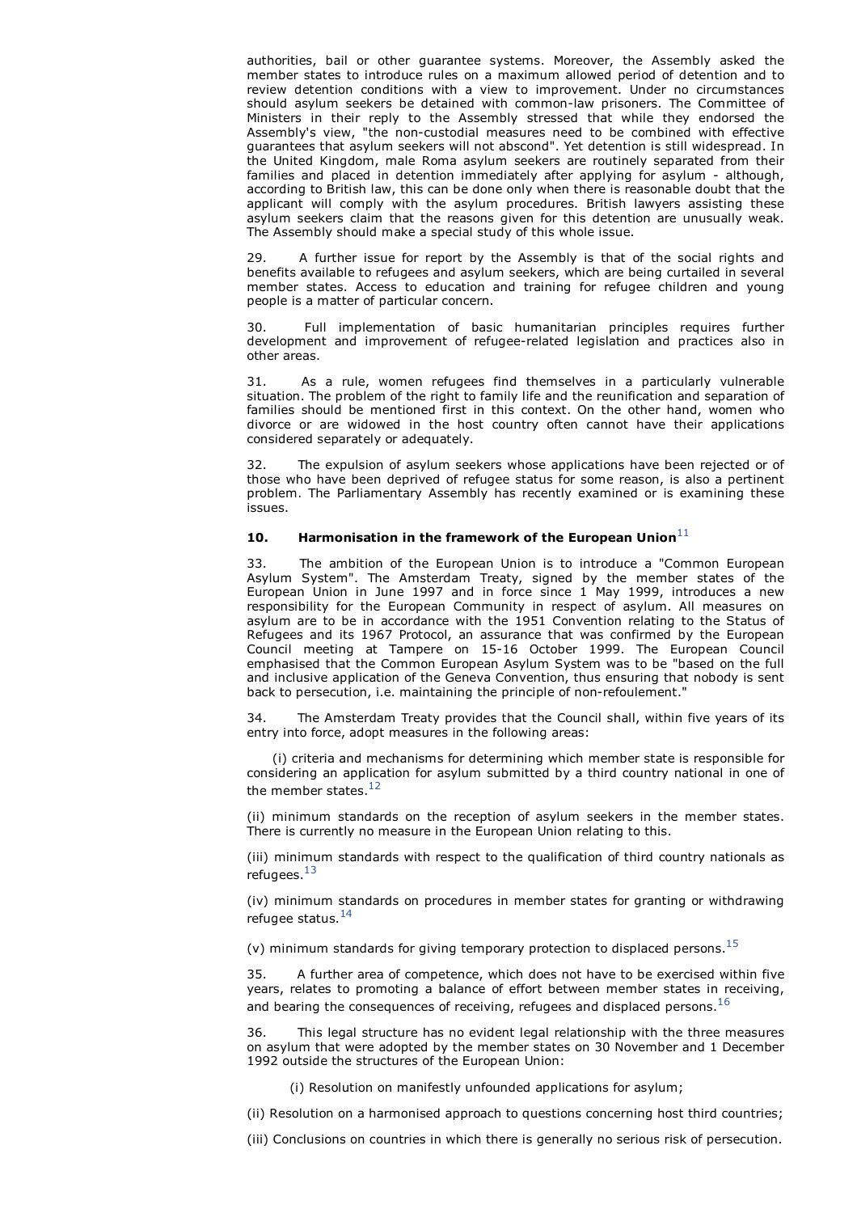authorities, bail or other guarantee systems. Moreover, the Assembly asked the member states to introduce rules on a maximum allowed period of detention and to review detention conditions with a view to improvement. Under no circumstances should asylum seekers be detained with common-law prisoners. The Committee of Ministers in their reply to the Assembly stressed that while they endorsed the Assembly's view, "the non-custodial measures need to be combined with effective guarantees that asylum seekers will not abscond". Yet detention is still widespread. In the United Kingdom, male Roma asylum seekers are routinely separated from their families and placed in detention immediately after applying for asylum - although, according to British law, this can be done only when there is reasonable doubt that the applicant will comply with the asylum procedures. British lawyers assisting these asylum seekers claim that the reasons given for this detention are unusually weak. The Assembly should make a special study of this whole issue.

29. A further issue for report by the Assembly is that of the social rights and benefits available to refugees and asylum seekers, which are being curtailed in several member states. Access to education and training for refugee children and young people is a matter of particular concern.

30. Full implementation of basic humanitarian principles requires further development and improvement of refugee-related legislation and practices also in other areas.

31. As a rule, women refugees find themselves in a particularly vulnerable situation. The problem of the right to family life and the reunification and separation of families should be mentioned first in this context. On the other hand, women who divorce or are widowed in the host country often cannot have their applications considered separately or adequately.

32. The expulsion of asylum seekers whose applications have been rejected or of those who have been deprived of refugee status for some reason, is also a pertinent problem. The Parliamentary Assembly has recently examined or is examining these issues.

### 10. Harmonisation in the framework of the European Union[11]

33. The ambition of the European Union is to introduce a "Common European Asylum System". The Amsterdam Treaty, signed by the member states of the European Union in June 1997 and in force since 1 May 1999, introduces a new responsibility for the European Community in respect of asylum. All measures on asylum are to be in accordance with the 1951 Convention relating to the Status of Refugees and its 1967 Protocol, an assurance that was confirmed by the European Council meeting at Tampere on 15-16 October 1999. The European Council emphasised that the Common European Asylum System was to be "based on the full and inclusive application of the Geneva Convention, thus ensuring that nobody is sent back to persecution, i.e. maintaining the principle of non-refoulement."

34. The Amsterdam Treaty provides that the Council shall, within five years of its entry into force, adopt measures in the following areas:

(i) criteria and mechanisms for determining which member state is responsible for considering an application for asylum submitted by a third country national in one of the member states.[12]

(ii) minimum standards on the reception of asylum seekers in the member states. There is currently no measure in the European Union relating to this.

(iii) minimum standards with respect to the qualification of third country nationals as refugees.[13]

(iv) minimum standards on procedures in member states for granting or withdrawing refugee status.[14]

(v) minimum standards for giving temporary protection to displaced persons.[15]

35. A further area of competence, which does not have to be exercised within five years, relates to promoting a balance of effort between member states in receiving, and bearing the consequences of receiving, refugees and displaced persons.[16]

36. This legal structure has no evident legal relationship with the three measures on asylum that were adopted by the member states on 30 November and 1 December 1992 outside the structures of the European Union:

(i) Resolution on manifestly unfounded applications for asylum;

(ii) Resolution on a harmonised approach to questions concerning host third countries;

(iii) Conclusions on countries in which there is generally no serious risk of persecution.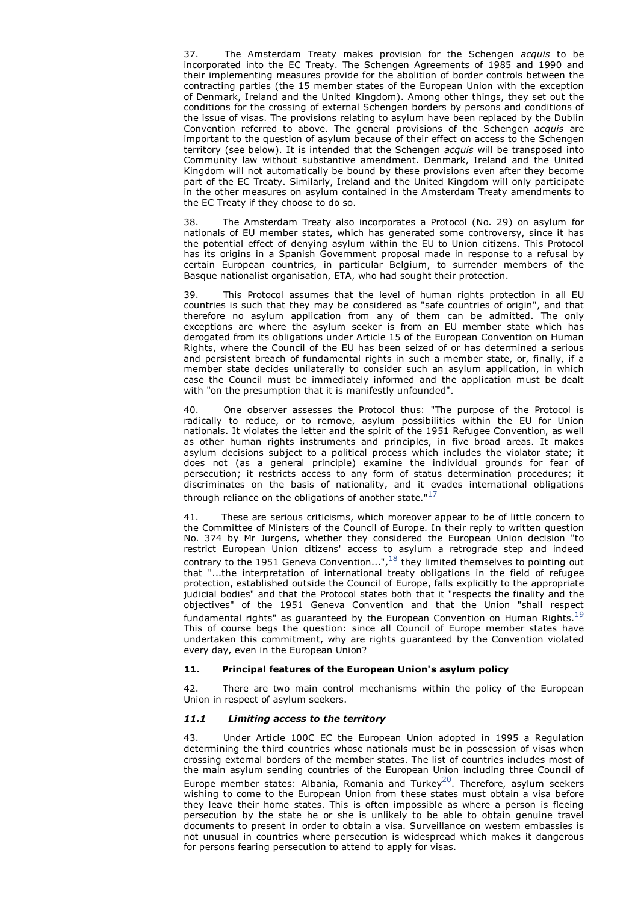37. The Amsterdam Treaty makes provision for the Schengen *acquis* to be incorporated into the EC Treaty. The Schengen Agreements of 1985 and 1990 and their implementing measures provide for the abolition of border controls between the contracting parties (the 15 member states of the European Union with the exception of Denmark, Ireland and the United Kingdom). Among other things, they set out the conditions for the crossing of external Schengen borders by persons and conditions of the issue of visas. The provisions relating to asylum have been replaced by the Dublin Convention referred to above. The general provisions of the Schengen *acquis* are important to the question of asylum because of their effect on access to the Schengen territory (see below). It is intended that the Schengen *acquis* will be transposed into Community law without substantive amendment. Denmark, Ireland and the United Kingdom will not automatically be bound by these provisions even after they become part of the EC Treaty. Similarly, Ireland and the United Kingdom will only participate in the other measures on asylum contained in the Amsterdam Treaty amendments to the EC Treaty if they choose to do so.

38. The Amsterdam Treaty also incorporates a Protocol (No. 29) on asylum for nationals of EU member states, which has generated some controversy, since it has the potential effect of denying asylum within the EU to Union citizens. This Protocol has its origins in a Spanish Government proposal made in response to a refusal by certain European countries, in particular Belgium, to surrender members of the Basque nationalist organisation, ETA, who had sought their protection.

39. This Protocol assumes that the level of human rights protection in all EU countries is such that they may be considered as "safe countries of origin", and that therefore no asylum application from any of them can be admitted. The only exceptions are where the asylum seeker is from an EU member state which has derogated from its obligations under Article 15 of the European Convention on Human Rights, where the Council of the EU has been seized of or has determined a serious and persistent breach of fundamental rights in such a member state, or, finally, if a member state decides unilaterally to consider such an asylum application, in which case the Council must be immediately informed and the application must be dealt with "on the presumption that it is manifestly unfounded".

40. One observer assesses the Protocol thus: "The purpose of the Protocol is radically to reduce, or to remove, asylum possibilities within the EU for Union nationals. It violates the letter and the spirit of the 1951 Refugee Convention, as well as other human rights instruments and principles, in five broad areas. It makes asylum decisions subject to a political process which includes the violator state; it does not (as a general principle) examine the individual grounds for fear of persecution; it restricts access to any form of status determination procedures; it discriminates on the basis of nationality, and it evades international obligations through reliance on the obligations of another state."[17]

41. These are serious criticisms, which moreover appear to be of little concern to the Committee of Ministers of the Council of Europe. In their reply to written question No. 374 by Mr Jurgens, whether they considered the European Union decision "to restrict European Union citizens' access to asylum a retrograde step and indeed contrary to the 1951 Geneva Convention...",[18] they limited themselves to pointing out that "...the interpretation of international treaty obligations in the field of refugee protection, established outside the Council of Europe, falls explicitly to the appropriate judicial bodies" and that the Protocol states both that it "respects the finality and the objectives" of the 1951 Geneva Convention and that the Union "shall respect fundamental rights" as guaranteed by the European Convention on Human Rights.[19] This of course begs the question: since all Council of Europe member states have undertaken this commitment, why are rights guaranteed by the Convention violated every day, even in the European Union?

### 11. Principal features of the European Union's asylum policy

42. There are two main control mechanisms within the policy of the European Union in respect of asylum seekers.

#### *11.1 Limiting access to the territory*

43. Under Article 100C EC the European Union adopted in 1995 a Regulation determining the third countries whose nationals must be in possession of visas when crossing external borders of the member states. The list of countries includes most of the main asylum sending countries of the European Union including three Council of Europe member states: Albania, Romania and Turkey[20]. Therefore, asylum seekers wishing to come to the European Union from these states must obtain a visa before they leave their home states. This is often impossible as where a person is fleeing persecution by the state he or she is unlikely to be able to obtain genuine travel documents to present in order to obtain a visa. Surveillance on western embassies is not unusual in countries where persecution is widespread which makes it dangerous for persons fearing persecution to attend to apply for visas.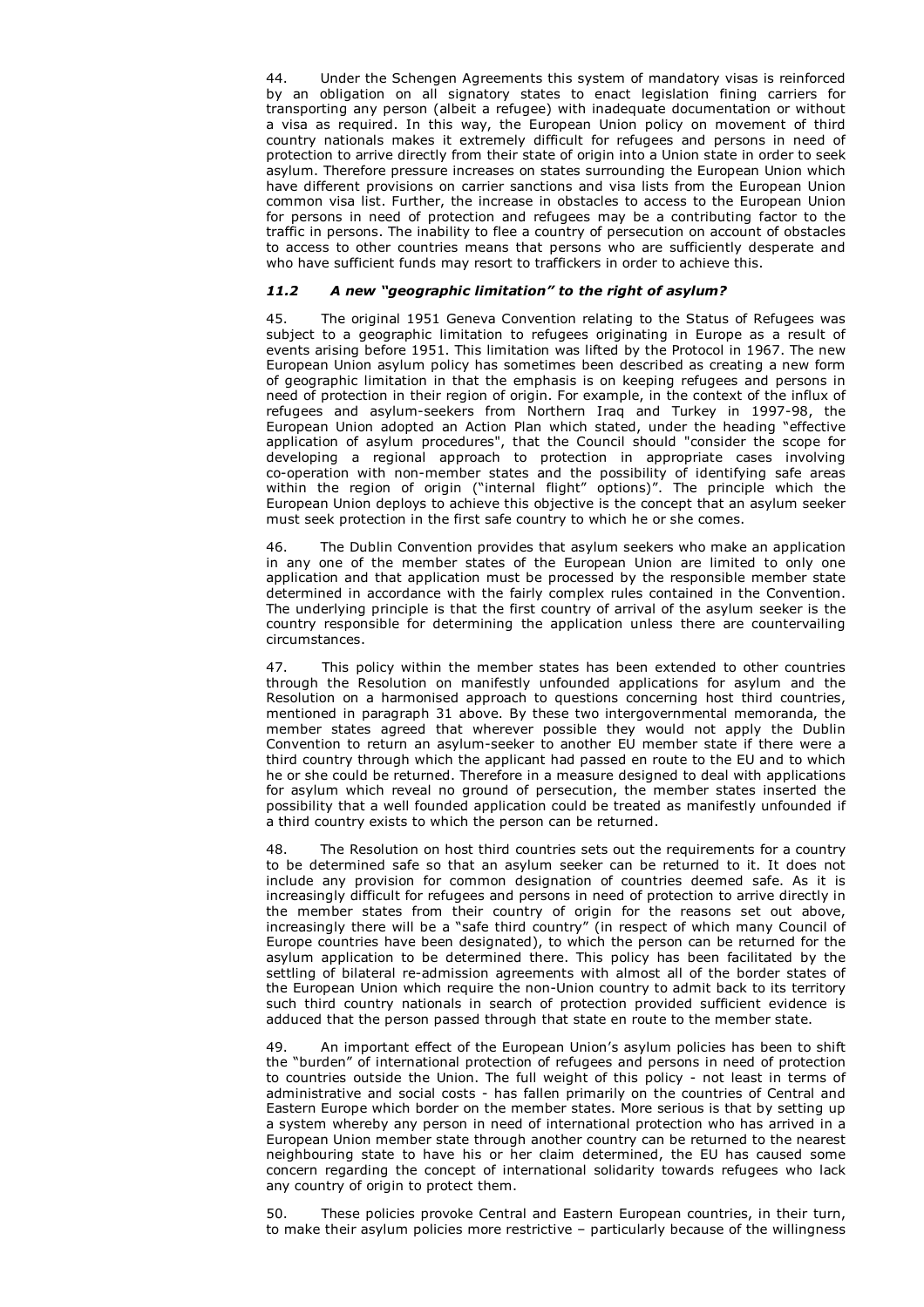44. Under the Schengen Agreements this system of mandatory visas is reinforced by an obligation on all signatory states to enact legislation fining carriers for transporting any person (albeit a refugee) with inadequate documentation or without a visa as required. In this way, the European Union policy on movement of third country nationals makes it extremely difficult for refugees and persons in need of protection to arrive directly from their state of origin into a Union state in order to seek asylum. Therefore pressure increases on states surrounding the European Union which have different provisions on carrier sanctions and visa lists from the European Union common visa list. Further, the increase in obstacles to access to the European Union for persons in need of protection and refugees may be a contributing factor to the traffic in persons. The inability to flee a country of persecution on account of obstacles to access to other countries means that persons who are sufficiently desperate and who have sufficient funds may resort to traffickers in order to achieve this.

### *11.2 A new "geographic limitation" to the right of asylum?*

45. The original 1951 Geneva Convention relating to the Status of Refugees was subject to a geographic limitation to refugees originating in Europe as a result of events arising before 1951. This limitation was lifted by the Protocol in 1967. The new European Union asylum policy has sometimes been described as creating a new form of geographic limitation in that the emphasis is on keeping refugees and persons in need of protection in their region of origin. For example, in the context of the influx of refugees and asylum-seekers from Northern Iraq and Turkey in 1997-98, the European Union adopted an Action Plan which stated, under the heading "effective application of asylum procedures", that the Council should "consider the scope for developing a regional approach to protection in appropriate cases involving co-operation with non-member states and the possibility of identifying safe areas within the region of origin ("internal flight" options)". The principle which the European Union deploys to achieve this objective is the concept that an asylum seeker must seek protection in the first safe country to which he or she comes.

46. The Dublin Convention provides that asylum seekers who make an application in any one of the member states of the European Union are limited to only one application and that application must be processed by the responsible member state determined in accordance with the fairly complex rules contained in the Convention. The underlying principle is that the first country of arrival of the asylum seeker is the country responsible for determining the application unless there are countervailing circumstances.

47. This policy within the member states has been extended to other countries through the Resolution on manifestly unfounded applications for asylum and the Resolution on a harmonised approach to questions concerning host third countries, mentioned in paragraph 31 above. By these two intergovernmental memoranda, the member states agreed that wherever possible they would not apply the Dublin Convention to return an asylum-seeker to another EU member state if there were a third country through which the applicant had passed en route to the EU and to which he or she could be returned. Therefore in a measure designed to deal with applications for asylum which reveal no ground of persecution, the member states inserted the possibility that a well founded application could be treated as manifestly unfounded if a third country exists to which the person can be returned.

48. The Resolution on host third countries sets out the requirements for a country to be determined safe so that an asylum seeker can be returned to it. It does not include any provision for common designation of countries deemed safe. As it is increasingly difficult for refugees and persons in need of protection to arrive directly in the member states from their country of origin for the reasons set out above, increasingly there will be a "safe third country" (in respect of which many Council of Europe countries have been designated), to which the person can be returned for the asylum application to be determined there. This policy has been facilitated by the settling of bilateral re-admission agreements with almost all of the border states of the European Union which require the non-Union country to admit back to its territory such third country nationals in search of protection provided sufficient evidence is adduced that the person passed through that state en route to the member state.

49. An important effect of the European Union's asylum policies has been to shift the "burden" of international protection of refugees and persons in need of protection to countries outside the Union. The full weight of this policy - not least in terms of administrative and social costs - has fallen primarily on the countries of Central and Eastern Europe which border on the member states. More serious is that by setting up a system whereby any person in need of international protection who has arrived in a European Union member state through another country can be returned to the nearest neighbouring state to have his or her claim determined, the EU has caused some concern regarding the concept of international solidarity towards refugees who lack any country of origin to protect them.

50. These policies provoke Central and Eastern European countries, in their turn, to make their asylum policies more restrictive – particularly because of the willingness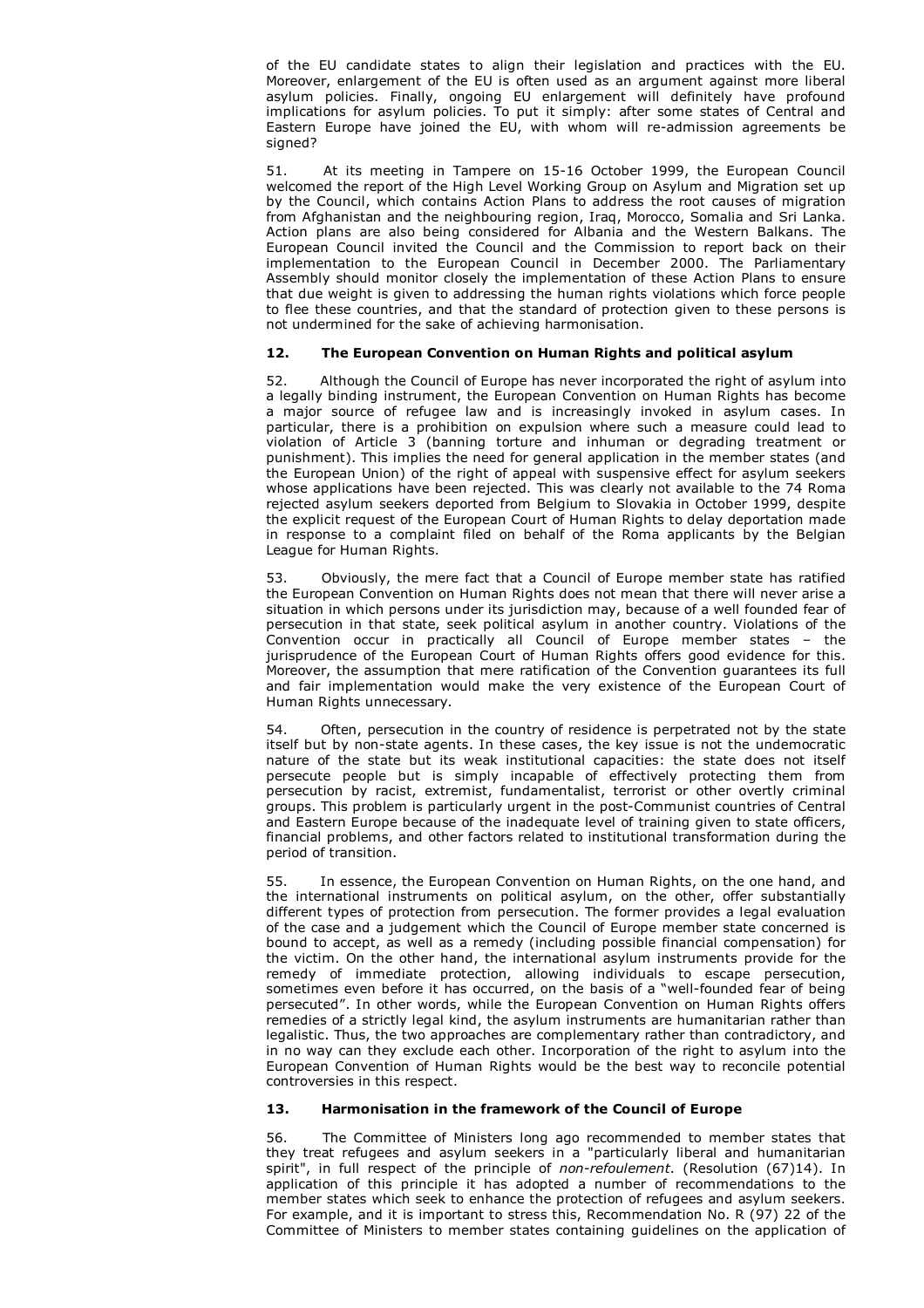of the EU candidate states to align their legislation and practices with the EU. Moreover, enlargement of the EU is often used as an argument against more liberal asylum policies. Finally, ongoing EU enlargement will definitely have profound implications for asylum policies. To put it simply: after some states of Central and Eastern Europe have joined the EU, with whom will re-admission agreements be signed?

51. At its meeting in Tampere on 15-16 October 1999, the European Council welcomed the report of the High Level Working Group on Asylum and Migration set up by the Council, which contains Action Plans to address the root causes of migration from Afghanistan and the neighbouring region, Iraq, Morocco, Somalia and Sri Lanka. Action plans are also being considered for Albania and the Western Balkans. The European Council invited the Council and the Commission to report back on their implementation to the European Council in December 2000. The Parliamentary Assembly should monitor closely the implementation of these Action Plans to ensure that due weight is given to addressing the human rights violations which force people to flee these countries, and that the standard of protection given to these persons is not undermined for the sake of achieving harmonisation.

### 12. The European Convention on Human Rights and political asylum

52. Although the Council of Europe has never incorporated the right of asylum into a legally binding instrument, the European Convention on Human Rights has become a major source of refugee law and is increasingly invoked in asylum cases. In particular, there is a prohibition on expulsion where such a measure could lead to violation of Article 3 (banning torture and inhuman or degrading treatment or punishment). This implies the need for general application in the member states (and the European Union) of the right of appeal with suspensive effect for asylum seekers whose applications have been rejected. This was clearly not available to the 74 Roma rejected asylum seekers deported from Belgium to Slovakia in October 1999, despite the explicit request of the European Court of Human Rights to delay deportation made in response to a complaint filed on behalf of the Roma applicants by the Belgian League for Human Rights.

53. Obviously, the mere fact that a Council of Europe member state has ratified the European Convention on Human Rights does not mean that there will never arise a situation in which persons under its jurisdiction may, because of a well founded fear of persecution in that state, seek political asylum in another country. Violations of the Convention occur in practically all Council of Europe member states – the jurisprudence of the European Court of Human Rights offers good evidence for this. Moreover, the assumption that mere ratification of the Convention guarantees its full and fair implementation would make the very existence of the European Court of Human Rights unnecessary.

54. Often, persecution in the country of residence is perpetrated not by the state itself but by non-state agents. In these cases, the key issue is not the undemocratic nature of the state but its weak institutional capacities: the state does not itself persecute people but is simply incapable of effectively protecting them from persecution by racist, extremist, fundamentalist, terrorist or other overtly criminal groups. This problem is particularly urgent in the post-Communist countries of Central and Eastern Europe because of the inadequate level of training given to state officers, financial problems, and other factors related to institutional transformation during the period of transition.

55. In essence, the European Convention on Human Rights, on the one hand, and the international instruments on political asylum, on the other, offer substantially different types of protection from persecution. The former provides a legal evaluation of the case and a judgement which the Council of Europe member state concerned is bound to accept, as well as a remedy (including possible financial compensation) for the victim. On the other hand, the international asylum instruments provide for the remedy of immediate protection, allowing individuals to escape persecution, sometimes even before it has occurred, on the basis of a "well-founded fear of being persecuted". In other words, while the European Convention on Human Rights offers remedies of a strictly legal kind, the asylum instruments are humanitarian rather than legalistic. Thus, the two approaches are complementary rather than contradictory, and in no way can they exclude each other. Incorporation of the right to asylum into the European Convention of Human Rights would be the best way to reconcile potential controversies in this respect.

### 13. Harmonisation in the framework of the Council of Europe

56. The Committee of Ministers long ago recommended to member states that they treat refugees and asylum seekers in a "particularly liberal and humanitarian spirit", in full respect of the principle of *non-refoulement*. (Resolution (67)14). In application of this principle it has adopted a number of recommendations to the member states which seek to enhance the protection of refugees and asylum seekers. For example, and it is important to stress this, Recommendation No. R (97) 22 of the Committee of Ministers to member states containing guidelines on the application of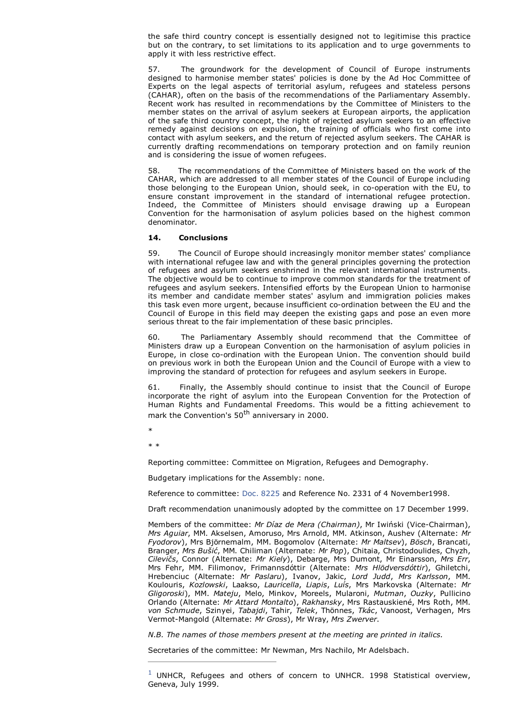the safe third country concept is essentially designed not to legitimise this practice but on the contrary, to set limitations to its application and to urge governments to apply it with less restrictive effect.

57. The groundwork for the development of Council of Europe instruments designed to harmonise member states' policies is done by the Ad Hoc Committee of Experts on the legal aspects of territorial asylum, refugees and stateless persons (CAHAR), often on the basis of the recommendations of the Parliamentary Assembly. Recent work has resulted in recommendations by the Committee of Ministers to the member states on the arrival of asylum seekers at European airports, the application of the safe third country concept, the right of rejected asylum seekers to an effective remedy against decisions on expulsion, the training of officials who first come into contact with asylum seekers, and the return of rejected asylum seekers. The CAHAR is currently drafting recommendations on temporary protection and on family reunion and is considering the issue of women refugees.

58. The recommendations of the Committee of Ministers based on the work of the CAHAR, which are addressed to all member states of the Council of Europe including those belonging to the European Union, should seek, in co-operation with the EU, to ensure constant improvement in the standard of international refugee protection. Indeed, the Committee of Ministers should envisage drawing up a European Convention for the harmonisation of asylum policies based on the highest common denominator.

### 14. Conclusions

59. The Council of Europe should increasingly monitor member states' compliance with international refugee law and with the general principles governing the protection of refugees and asylum seekers enshrined in the relevant international instruments. The objective would be to continue to improve common standards for the treatment of refugees and asylum seekers. Intensified efforts by the European Union to harmonise its member and candidate member states' asylum and immigration policies makes this task even more urgent, because insufficient co-ordination between the EU and the Council of Europe in this field may deepen the existing gaps and pose an even more serious threat to the fair implementation of these basic principles.

60. The Parliamentary Assembly should recommend that the Committee of Ministers draw up a European Convention on the harmonisation of asylum policies in Europe, in close co-ordination with the European Union. The convention should build on previous work in both the European Union and the Council of Europe with a view to improving the standard of protection for refugees and asylum seekers in Europe.

61. Finally, the Assembly should continue to insist that the Council of Europe incorporate the right of asylum into the European Convention for the Protection of Human Rights and Fundamental Freedoms. This would be a fitting achievement to mark the Convention's 50th anniversary in 2000.

*

* *

Reporting committee: Committee on Migration, Refugees and Demography.

Budgetary implications for the Assembly: none.

Reference to committee: Doc. 8225 and Reference No. 2331 of 4 November1998.

Draft recommendation unanimously adopted by the committee on 17 December 1999.

Members of the committee: *Mr Díaz de Mera (Chairman)*, Mr Iwiński (Vice-Chairman), *Mrs Aguiar*, MM. Akselsen, Amoruso, Mrs Arnold, MM. Atkinson, Aushev (Alternate: *Mr Fyodorov*), Mrs Björnemalm, MM. Bogomolov (Alternate: *Mr Maltsev*), *Bösch*, Brancati, Branger, *Mrs Bušić*, MM. Chiliman (Alternate: *Mr Pop*), Chitaia, Christodoulides, Chyzh, *Cilevičs*, Connor (Alternate: *Mr Kiely*), Debarge, Mrs Dumont, Mr Einarsson, *Mrs Err*, Mrs Fehr, MM. Filimonov, Frimannsdóttir (Alternate: *Mrs Hlödversdóttir*), Ghiletchi, Hrebenciuc (Alternate: *Mr Paslaru*), Ivanov, Jakic, *Lord Judd*, *Mrs Karlsson*, MM. Koulouris, *Kozlowski*, Laakso, *Lauricella*, *Liapis*, *Luís*, Mrs Markovska (Alternate: *Mr Gligoroski*), MM. *Mateju*, Melo, Minkov, Moreels, Mularoni, *Mutman*, *Ouzky*, Pullicino Orlando (Alternate: *Mr Attard Montalto*), *Rakhansky*, Mrs Rastauskienė, Mrs Roth, MM. *von Schmude*, Szinyei, *Tabajdi*, Tahir, *Telek*, Thönnes, *Tkáč*, Vanoost, Verhagen, Mrs Vermot-Mangold (Alternate: *Mr Gross*), Mr Wray, *Mrs Zwerver*.

*N.B. The names of those members present at the meeting are printed in italics.*

Secretaries of the committee: Mr Newman, Mrs Nachilo, Mr Adelsbach.

---

[1] UNHCR, Refugees and others of concern to UNHCR. 1998 Statistical overview, Geneva, July 1999.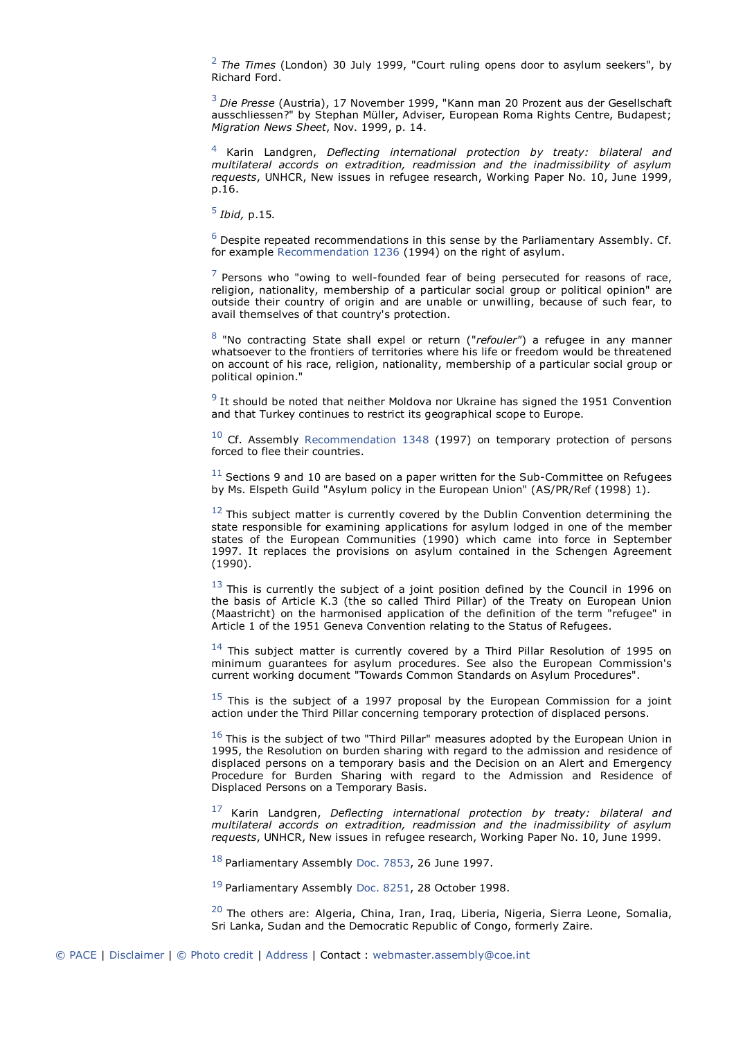[2] *The Times* (London) 30 July 1999, "Court ruling opens door to asylum seekers", by Richard Ford.

[3] *Die Presse* (Austria), 17 November 1999, "Kann man 20 Prozent aus der Gesellschaft ausschliessen?" by Stephan Müller, Adviser, European Roma Rights Centre, Budapest; *Migration News Sheet*, Nov. 1999, p. 14.

[4] Karin Landgren, *Deflecting international protection by treaty: bilateral and multilateral accords on extradition, readmission and the inadmissibility of asylum requests*, UNHCR, New issues in refugee research, Working Paper No. 10, June 1999, p.16.

[5] *Ibid,* p.15.

[6] Despite repeated recommendations in this sense by the Parliamentary Assembly. Cf. for example Recommendation 1236 (1994) on the right of asylum.

[7] Persons who "owing to well-founded fear of being persecuted for reasons of race, religion, nationality, membership of a particular social group or political opinion" are outside their country of origin and are unable or unwilling, because of such fear, to avail themselves of that country's protection.

[8] "No contracting State shall expel or return ("*refouler*") a refugee in any manner whatsoever to the frontiers of territories where his life or freedom would be threatened on account of his race, religion, nationality, membership of a particular social group or political opinion."

[9] It should be noted that neither Moldova nor Ukraine has signed the 1951 Convention and that Turkey continues to restrict its geographical scope to Europe.

[10] Cf. Assembly Recommendation 1348 (1997) on temporary protection of persons forced to flee their countries.

[11] Sections 9 and 10 are based on a paper written for the Sub-Committee on Refugees by Ms. Elspeth Guild "Asylum policy in the European Union" (AS/PR/Ref (1998) 1).

[12] This subject matter is currently covered by the Dublin Convention determining the state responsible for examining applications for asylum lodged in one of the member states of the European Communities (1990) which came into force in September 1997. It replaces the provisions on asylum contained in the Schengen Agreement (1990).

[13] This is currently the subject of a joint position defined by the Council in 1996 on the basis of Article K.3 (the so called Third Pillar) of the Treaty on European Union (Maastricht) on the harmonised application of the definition of the term "refugee" in Article 1 of the 1951 Geneva Convention relating to the Status of Refugees.

[14] This subject matter is currently covered by a Third Pillar Resolution of 1995 on minimum guarantees for asylum procedures. See also the European Commission's current working document "Towards Common Standards on Asylum Procedures".

[15] This is the subject of a 1997 proposal by the European Commission for a joint action under the Third Pillar concerning temporary protection of displaced persons.

[16] This is the subject of two "Third Pillar" measures adopted by the European Union in 1995, the Resolution on burden sharing with regard to the admission and residence of displaced persons on a temporary basis and the Decision on an Alert and Emergency Procedure for Burden Sharing with regard to the Admission and Residence of Displaced Persons on a Temporary Basis.

[17] Karin Landgren, *Deflecting international protection by treaty: bilateral and multilateral accords on extradition, readmission and the inadmissibility of asylum requests*, UNHCR, New issues in refugee research, Working Paper No. 10, June 1999.

[18] Parliamentary Assembly Doc. 7853, 26 June 1997.

[19] Parliamentary Assembly Doc. 8251, 28 October 1998.

[20] The others are: Algeria, China, Iran, Iraq, Liberia, Nigeria, Sierra Leone, Somalia, Sri Lanka, Sudan and the Democratic Republic of Congo, formerly Zaire.